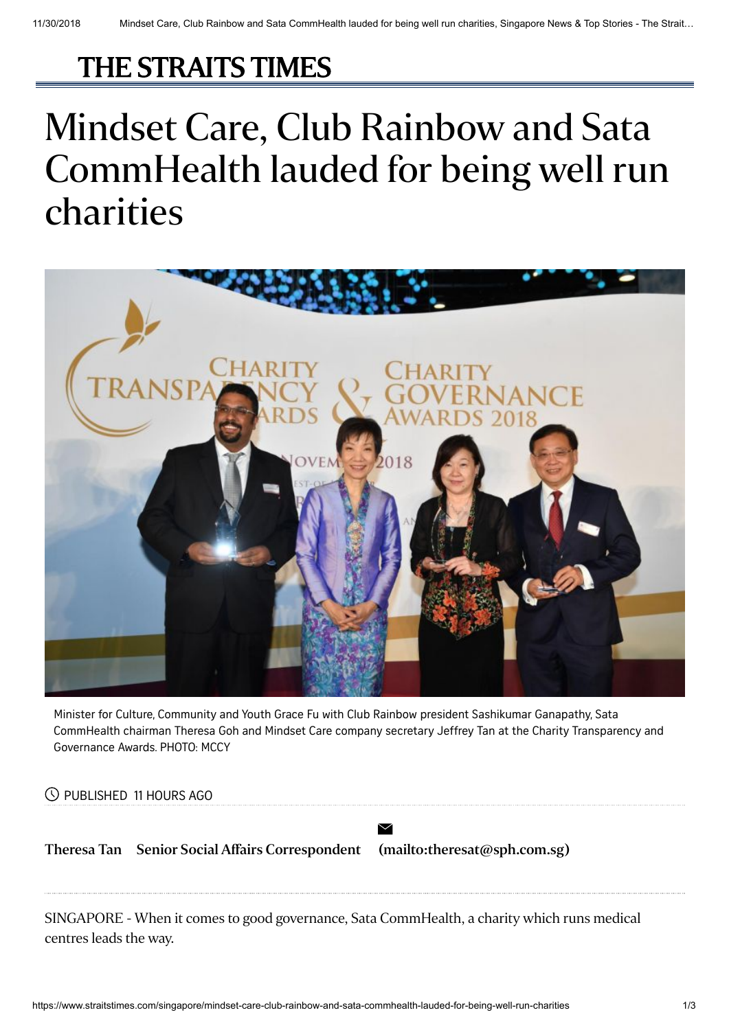# Mindset Care, Club Rainbow and Sata CommHealth lauded for being well run charities

Minister for Culture, Community and Youth Grace Fu with Club Rainbow president Sashikumar Ganapathy, Sata CommHealth chairman Theresa Goh and Mindset Care company secretary Jeffrey Tan at the Charity Transparency and Governance Awards. PHOTO: MCCY

PUBLISHED 11 HOURS AGO

**Theresa Tan** **Senior Social Affairs Correspondent** **(mailto:theresat@sph.com.sg)**

SINGAPORE - When it comes to good governance, Sata CommHealth, a charity which runs medical centres leads the way.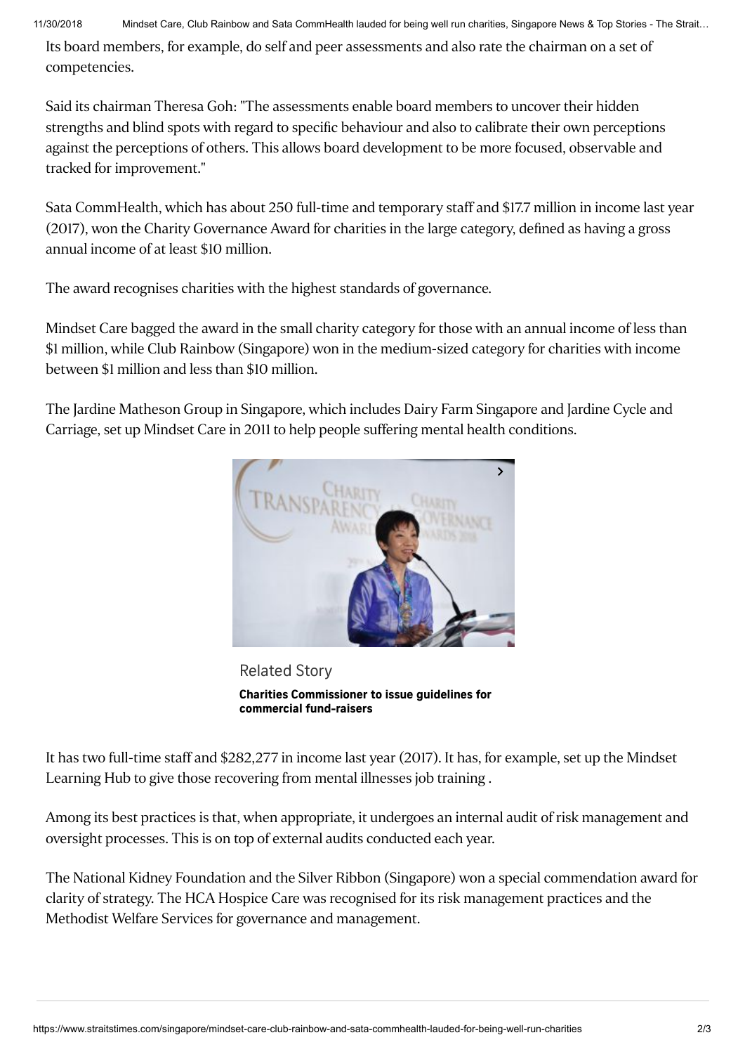Its board members, for example, do self and peer assessments and also rate the chairman on a set of competencies.

Said its chairman Theresa Goh: "The assessments enable board members to uncover their hidden strengths and blind spots with regard to specific behaviour and also to calibrate their own perceptions against the perceptions of others. This allows board development to be more focused, observable and tracked for improvement."

Sata CommHealth, which has about 250 full-time and temporary staff and $17.7 million in income last year (2017), won the Charity Governance Award for charities in the large category, defined as having a gross annual income of at least $10 million.

The award recognises charities with the highest standards of governance.

Mindset Care bagged the award in the small charity category for those with an annual income of less than $1 million, while Club Rainbow (Singapore) won in the medium-sized category for charities with income between $1 million and less than $10 million.

The Jardine Matheson Group in Singapore, which includes Dairy Farm Singapore and Jardine Cycle and Carriage, set up Mindset Care in 2011 to help people suffering mental health conditions.

Related Story

**Charities Commissioner to issue guidelines for commercial fund-raisers**

It has two full-time staff and $282,277 in income last year (2017). It has, for example, set up the Mindset Learning Hub to give those recovering from mental illnesses job training .

Among its best practices is that, when appropriate, it undergoes an internal audit of risk management and oversight processes. This is on top of external audits conducted each year.

The National Kidney Foundation and the Silver Ribbon (Singapore) won a special commendation award for clarity of strategy. The HCA Hospice Care was recognised for its risk management practices and the Methodist Welfare Services for governance and management.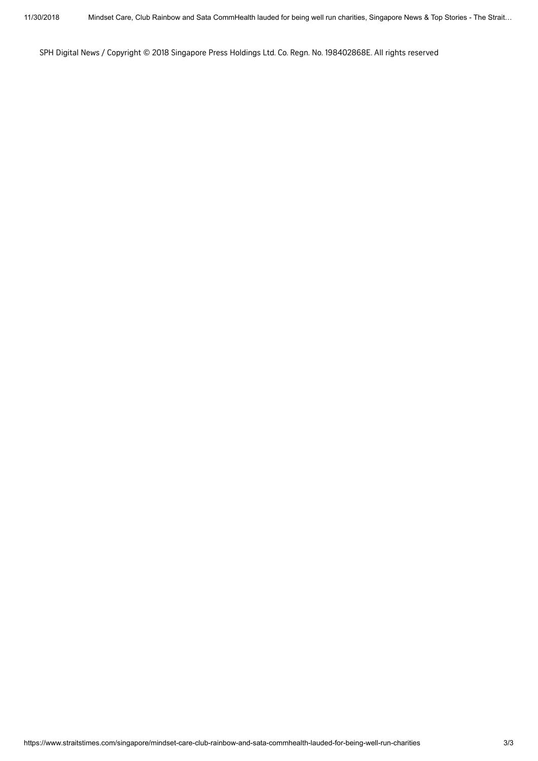SPH Digital News / Copyright © 2018 Singapore Press Holdings Ltd. Co. Regn. No. 198402868E. All rights reserved